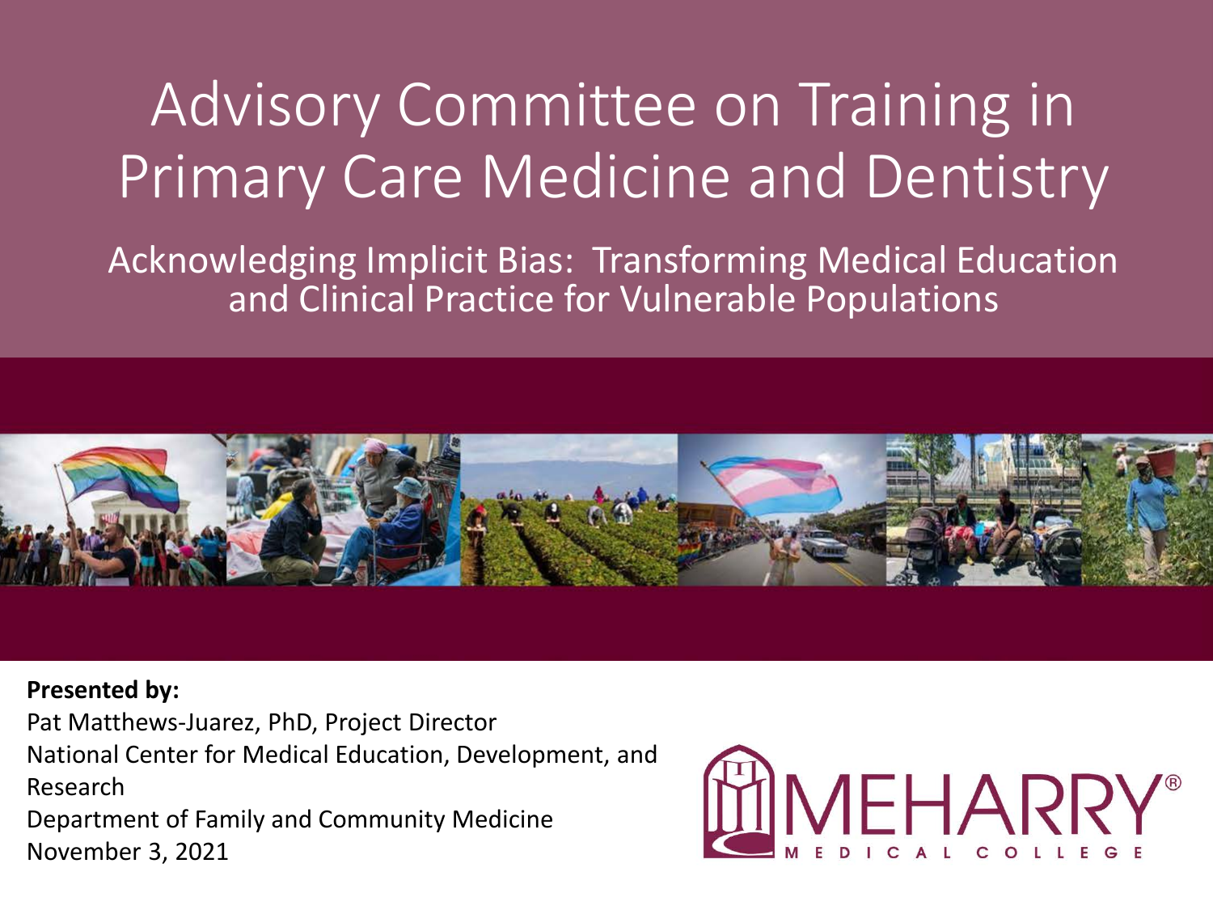# Advisory Committee on Training in Primary Care Medicine and Dentistry

## Acknowledging Implicit Bias: Transforming Medical Education and Clinical Practice for Vulnerable Populations

**Presented by:**

Pat Matthews-Juarez, PhD, Project Director
National Center for Medical Education, Development, and Research
Department of Family and Community Medicine
November 3, 2021

MEHARRY® MEDICAL COLLEGE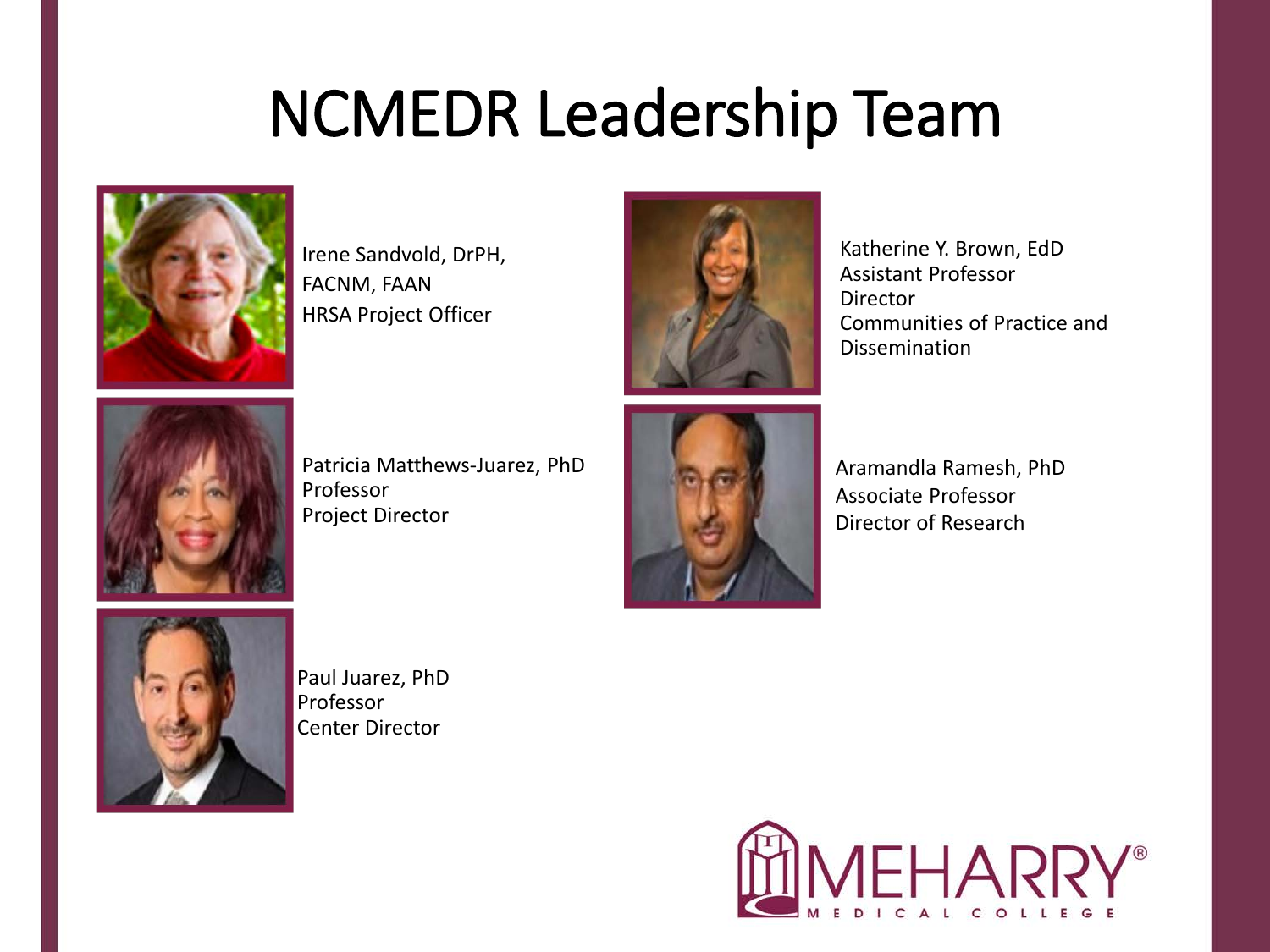# NCMEDR Leadership Team

Irene Sandvold, DrPH, FACNM, FAAN
HRSA Project Officer

Patricia Matthews-Juarez, PhD
Professor
Project Director

Paul Juarez, PhD
Professor
Center Director

Katherine Y. Brown, EdD
Assistant Professor
Director
Communities of Practice and Dissemination

Aramandla Ramesh, PhD
Associate Professor
Director of Research

MEHARRY® MEDICAL COLLEGE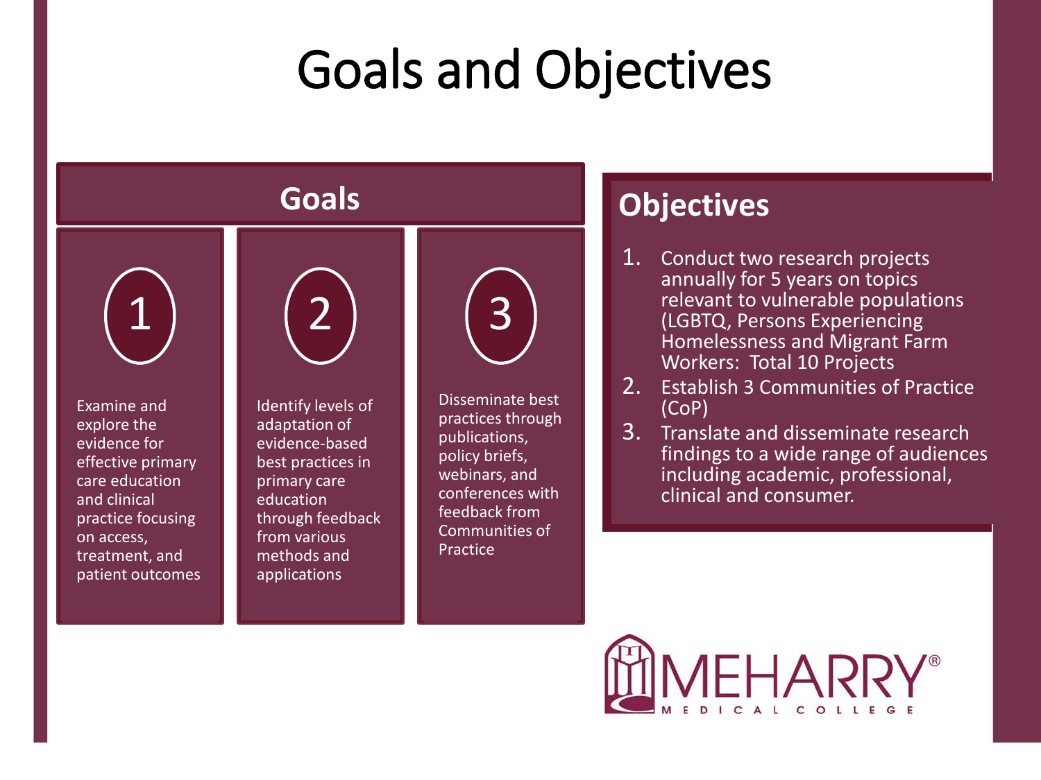# Goals and Objectives

## Goals

1. Examine and explore the evidence for effective primary care education and clinical practice focusing on access, treatment, and patient outcomes
2. Identify levels of adaptation of evidence-based best practices in primary care education through feedback from various methods and applications
3. Disseminate best practices through publications, policy briefs, webinars, and conferences with feedback from Communities of Practice

## Objectives

1. Conduct two research projects annually for 5 years on topics relevant to vulnerable populations (LGBTQ, Persons Experiencing Homelessness and Migrant Farm Workers: Total 10 Projects
2. Establish 3 Communities of Practice (CoP)
3. Translate and disseminate research findings to a wide range of audiences including academic, professional, clinical and consumer.

MEHARRY® MEDICAL COLLEGE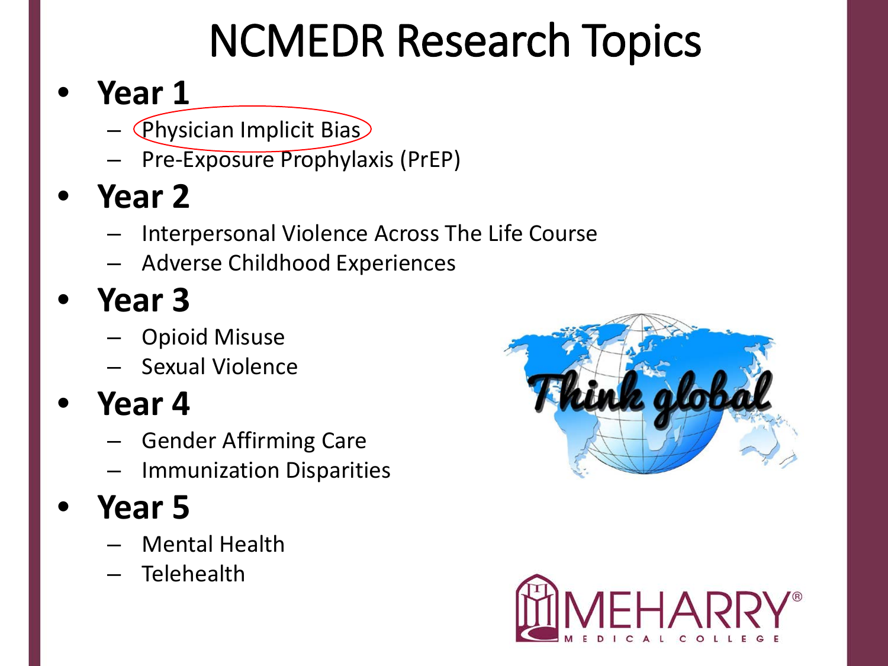# NCMEDR Research Topics

- **Year 1**
  - Physician Implicit Bias
  - Pre-Exposure Prophylaxis (PrEP)
- **Year 2**
  - Interpersonal Violence Across The Life Course
  - Adverse Childhood Experiences
- **Year 3**
  - Opioid Misuse
  - Sexual Violence
- **Year 4**
  - Gender Affirming Care
  - Immunization Disparities
- **Year 5**
  - Mental Health
  - Telehealth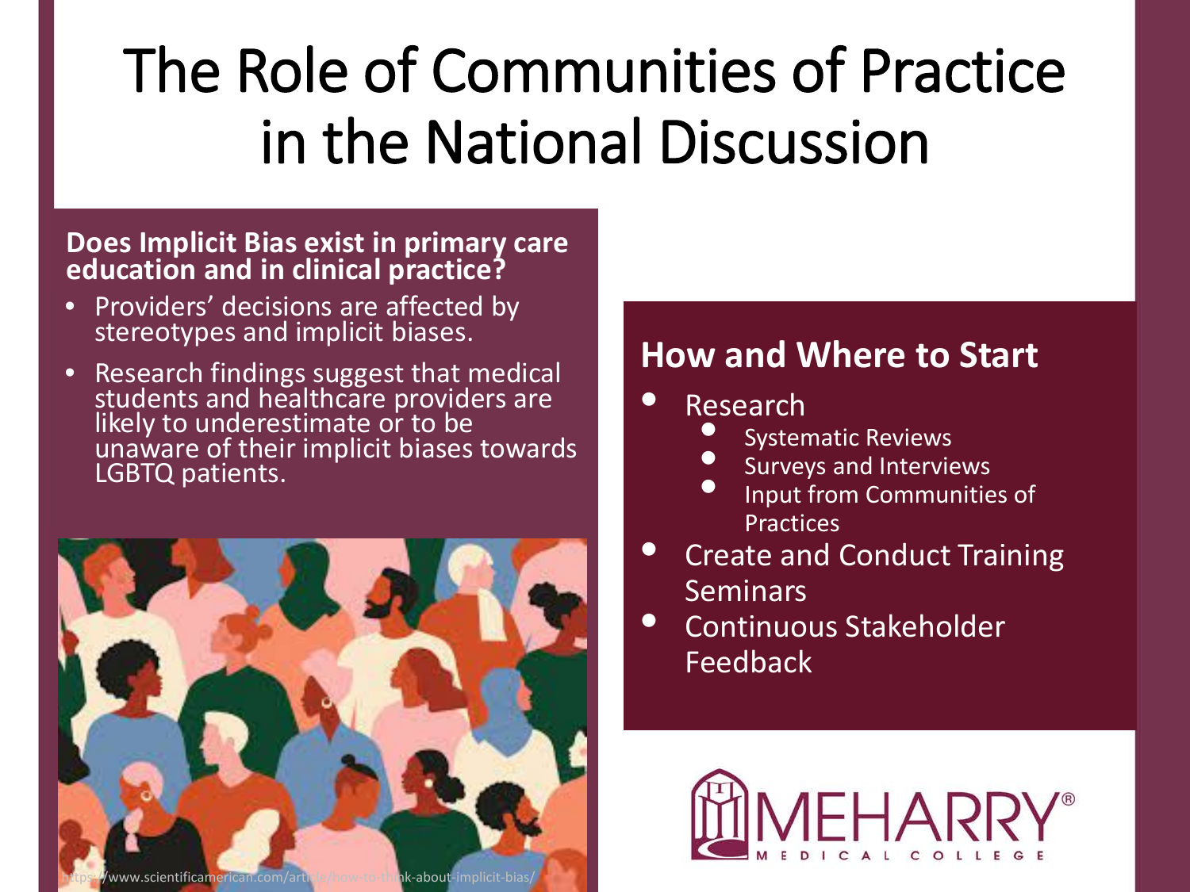# The Role of Communities of Practice in the National Discussion

**Does Implicit Bias exist in primary care education and in clinical practice?**

- Providers' decisions are affected by stereotypes and implicit biases.
- Research findings suggest that medical students and healthcare providers are likely to underestimate or to be unaware of their implicit biases towards LGBTQ patients.

https://www.scientificamerican.com/article/how-to-think-about-implicit-bias/

## How and Where to Start

- Research
  - Systematic Reviews
  - Surveys and Interviews
  - Input from Communities of Practices
- Create and Conduct Training Seminars
- Continuous Stakeholder Feedback

MEHARRY® MEDICAL COLLEGE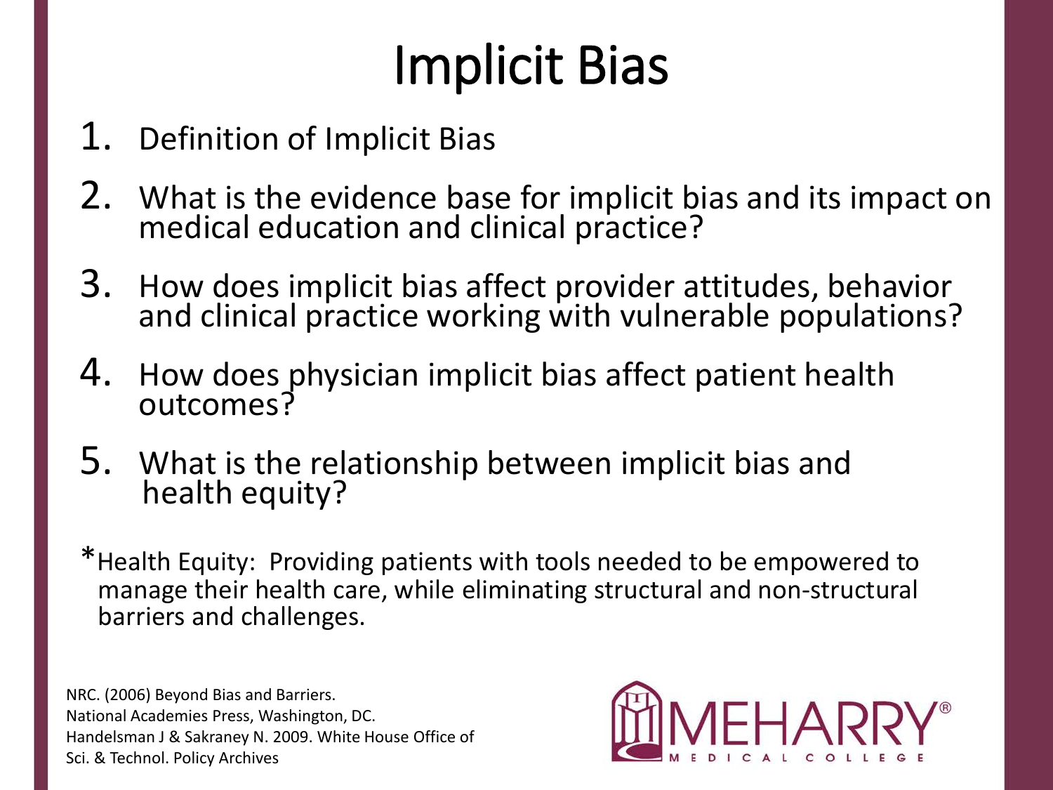# Implicit Bias

1. Definition of Implicit Bias
2. What is the evidence base for implicit bias and its impact on medical education and clinical practice?
3. How does implicit bias affect provider attitudes, behavior and clinical practice working with vulnerable populations?
4. How does physician implicit bias affect patient health outcomes?
5. What is the relationship between implicit bias and health equity?

*Health Equity: Providing patients with tools needed to be empowered to manage their health care, while eliminating structural and non-structural barriers and challenges.

NRC. (2006) Beyond Bias and Barriers.
National Academies Press, Washington, DC.
Handelsman J & Sakraney N. 2009. White House Office of Sci. & Technol. Policy Archives

MEHARRY MEDICAL COLLEGE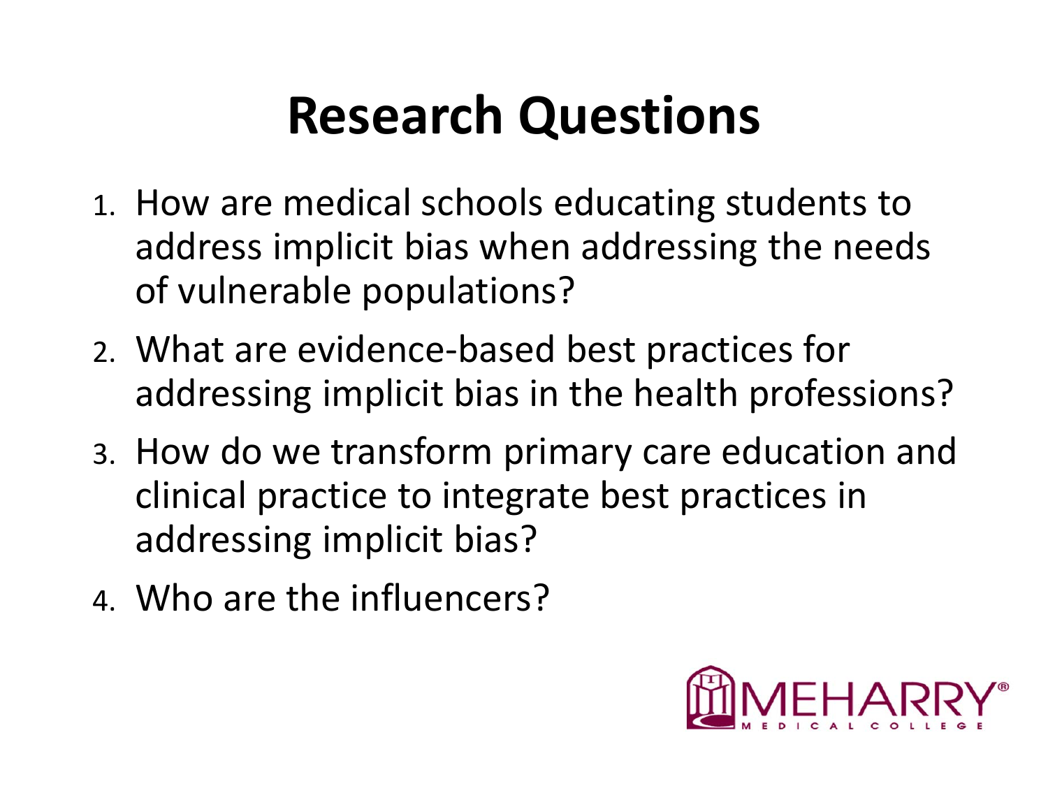# Research Questions

1. How are medical schools educating students to address implicit bias when addressing the needs of vulnerable populations?
2. What are evidence-based best practices for addressing implicit bias in the health professions?
3. How do we transform primary care education and clinical practice to integrate best practices in addressing implicit bias?
4. Who are the influencers?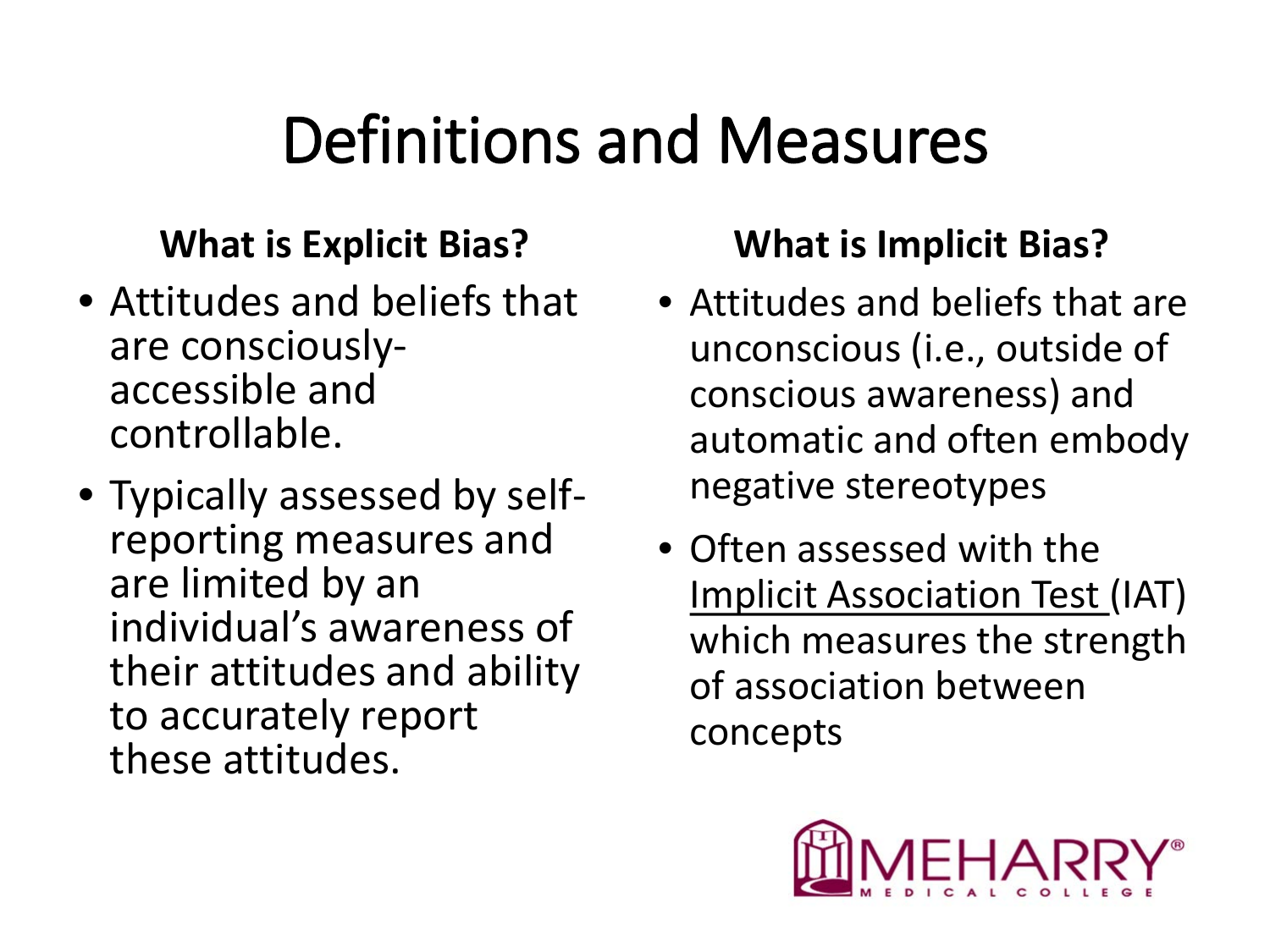# Definitions and Measures

### What is Explicit Bias?

- Attitudes and beliefs that are consciously-accessible and controllable.
- Typically assessed by self-reporting measures and are limited by an individual's awareness of their attitudes and ability to accurately report these attitudes.

### What is Implicit Bias?

- Attitudes and beliefs that are unconscious (i.e., outside of conscious awareness) and automatic and often embody negative stereotypes
- Often assessed with the Implicit Association Test (IAT) which measures the strength of association between concepts

MEHARRY® MEDICAL COLLEGE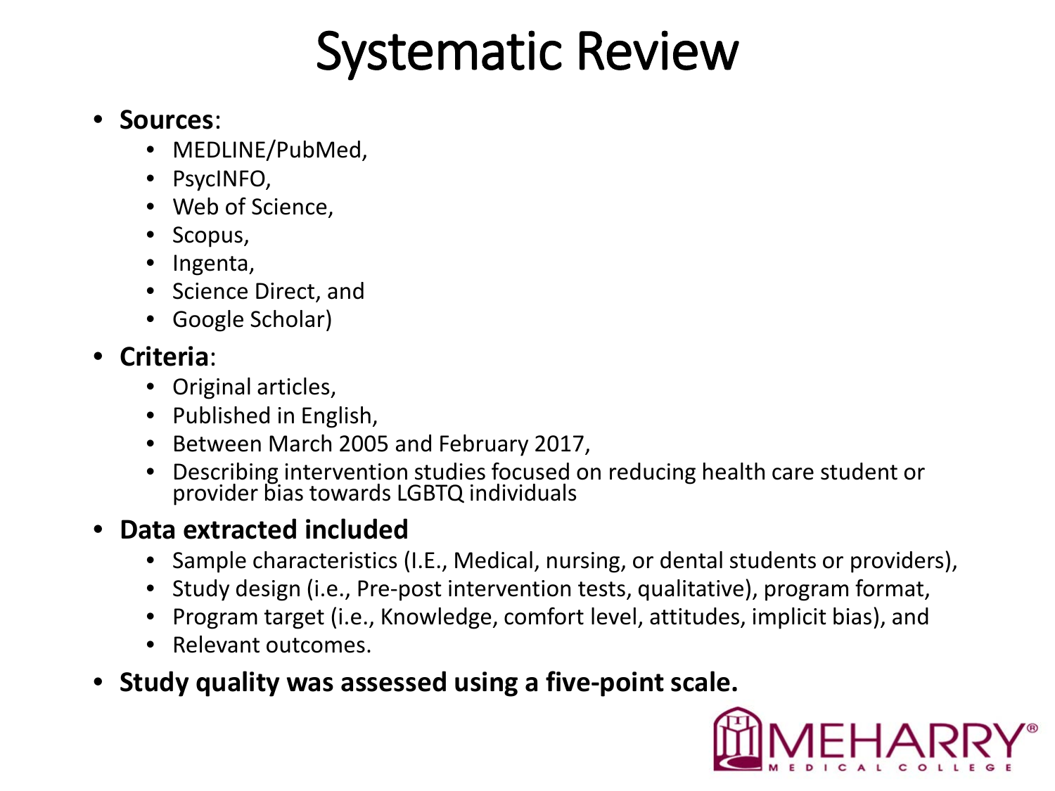# Systematic Review

- **Sources**:
  - MEDLINE/PubMed,
  - PsycINFO,
  - Web of Science,
  - Scopus,
  - Ingenta,
  - Science Direct, and
  - Google Scholar)
- **Criteria**:
  - Original articles,
  - Published in English,
  - Between March 2005 and February 2017,
  - Describing intervention studies focused on reducing health care student or provider bias towards LGBTQ individuals
- **Data extracted included**
  - Sample characteristics (I.E., Medical, nursing, or dental students or providers),
  - Study design (i.e., Pre-post intervention tests, qualitative), program format,
  - Program target (i.e., Knowledge, comfort level, attitudes, implicit bias), and
  - Relevant outcomes.
- **Study quality was assessed using a five-point scale.**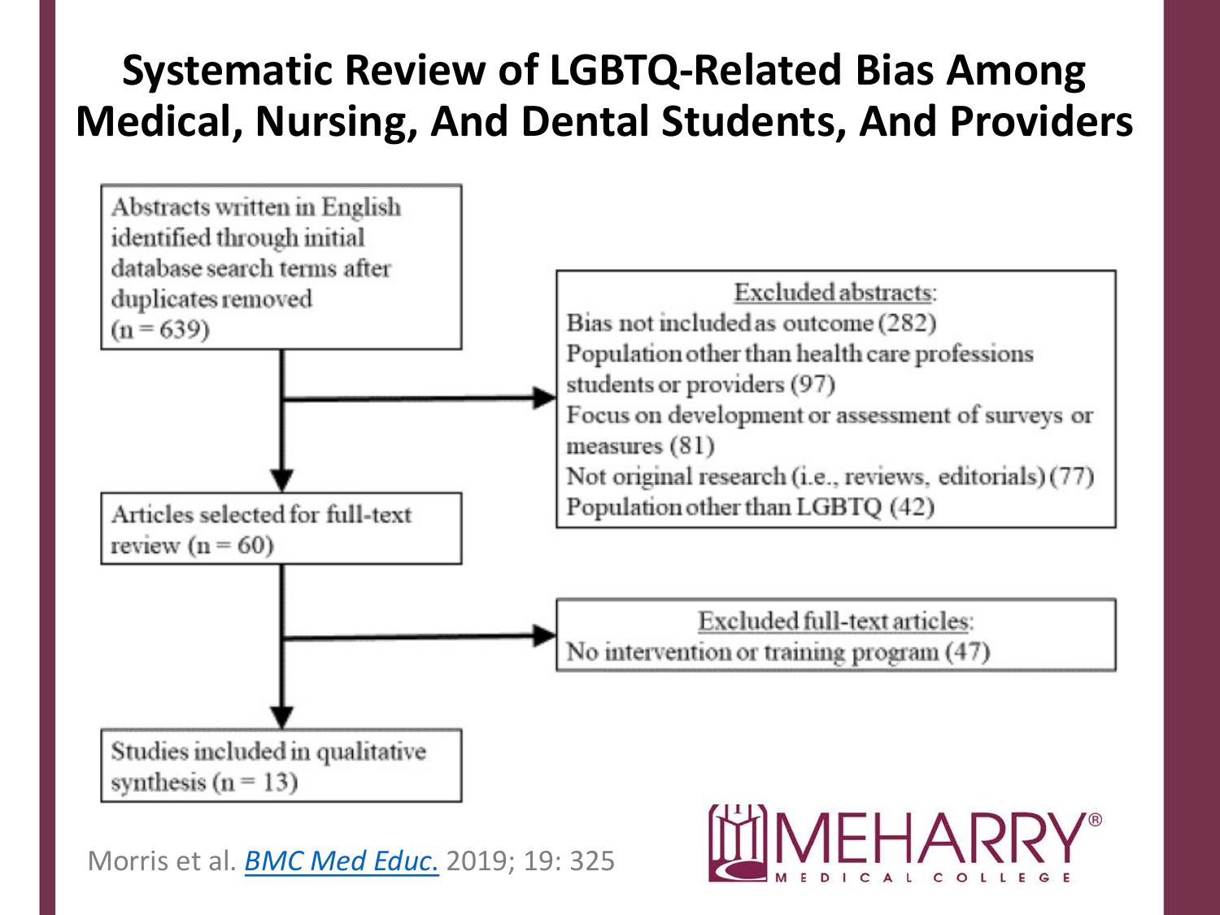# Systematic Review of LGBTQ-Related Bias Among Medical, Nursing, And Dental Students, And Providers

Abstracts written in English identified through initial database search terms after duplicates removed (n = 639)

Excluded abstracts:

- Bias not included as outcome (282)
- Population other than health care professions students or providers (97)
- Focus on development or assessment of surveys or measures (81)
- Not original research (i.e., reviews, editorials) (77)
- Population other than LGBTQ (42)

Articles selected for full-text review (n = 60)

Excluded full-text articles:

- No intervention or training program (47)

Studies included in qualitative synthesis (n = 13)

Morris et al. *BMC Med Educ.* 2019; 19: 325

MEHARRY MEDICAL COLLEGE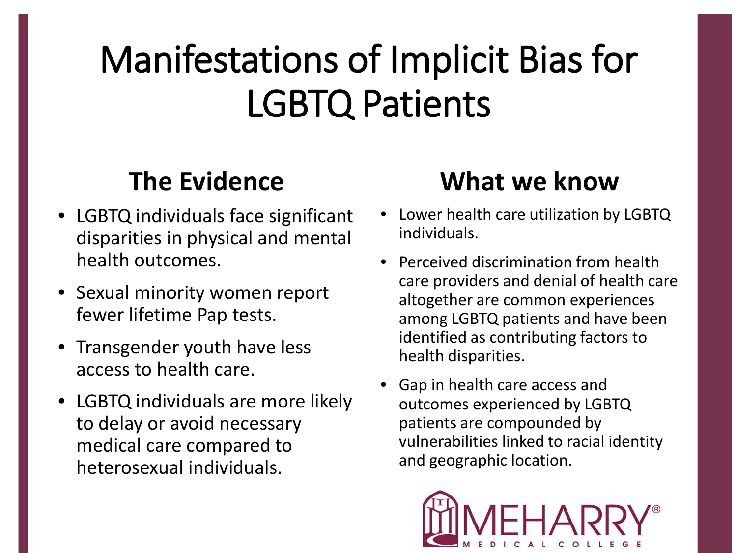# Manifestations of Implicit Bias for LGBTQ Patients

## The Evidence

- LGBTQ individuals face significant disparities in physical and mental health outcomes.
- Sexual minority women report fewer lifetime Pap tests.
- Transgender youth have less access to health care.
- LGBTQ individuals are more likely to delay or avoid necessary medical care compared to heterosexual individuals.

## What we know

- Lower health care utilization by LGBTQ individuals.
- Perceived discrimination from health care providers and denial of health care altogether are common experiences among LGBTQ patients and have been identified as contributing factors to health disparities.
- Gap in health care access and outcomes experienced by LGBTQ patients are compounded by vulnerabilities linked to racial identity and geographic location.

MEHARRY® MEDICAL COLLEGE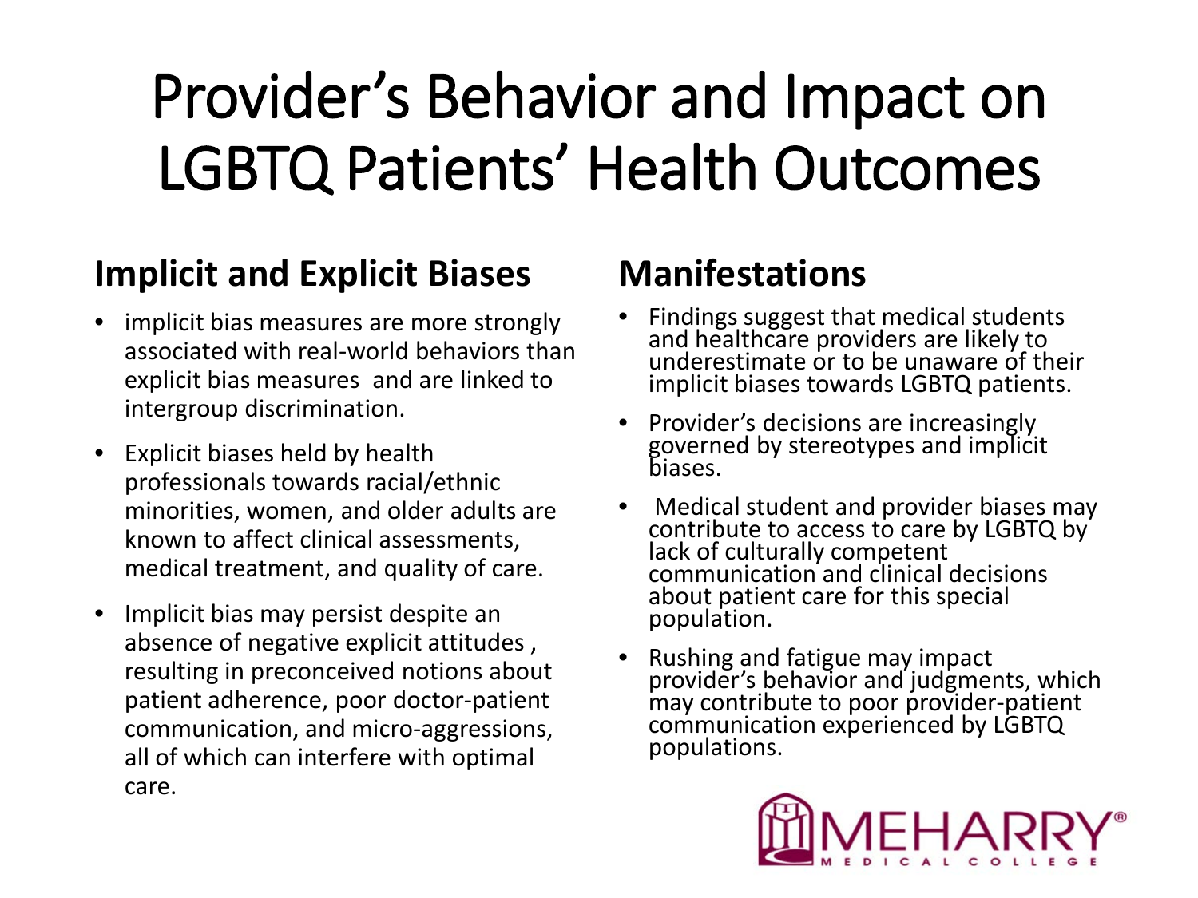# Provider's Behavior and Impact on LGBTQ Patients' Health Outcomes

## Implicit and Explicit Biases

- implicit bias measures are more strongly associated with real-world behaviors than explicit bias measures  and are linked to intergroup discrimination.
- Explicit biases held by health professionals towards racial/ethnic minorities, women, and older adults are known to affect clinical assessments, medical treatment, and quality of care.
- Implicit bias may persist despite an absence of negative explicit attitudes , resulting in preconceived notions about patient adherence, poor doctor-patient communication, and micro-aggressions, all of which can interfere with optimal care.

## Manifestations

- Findings suggest that medical students and healthcare providers are likely to underestimate or to be unaware of their implicit biases towards LGBTQ patients.
- Provider's decisions are increasingly governed by stereotypes and implicit biases.
- Medical student and provider biases may contribute to access to care by LGBTQ by lack of culturally competent communication and clinical decisions about patient care for this special population.
- Rushing and fatigue may impact provider's behavior and judgments, which may contribute to poor provider-patient communication experienced by LGBTQ populations.

MEHARRY® MEDICAL COLLEGE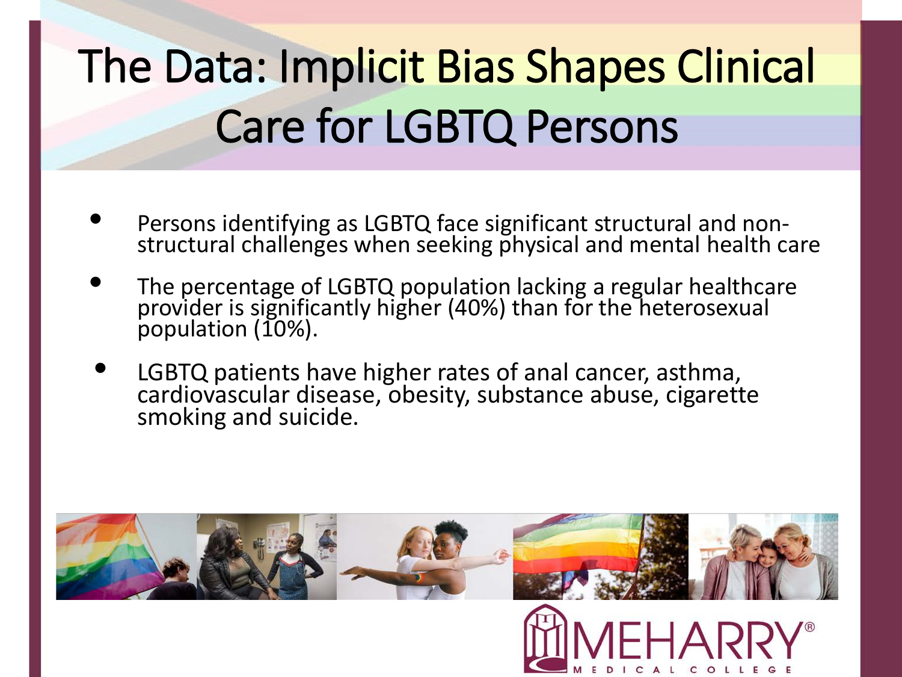# The Data: Implicit Bias Shapes Clinical Care for LGBTQ Persons

- Persons identifying as LGBTQ face significant structural and non-structural challenges when seeking physical and mental health care
- The percentage of LGBTQ population lacking a regular healthcare provider is significantly higher (40%) than for the heterosexual population (10%).
- LGBTQ patients have higher rates of anal cancer, asthma, cardiovascular disease, obesity, substance abuse, cigarette smoking and suicide.

MEHARRY® MEDICAL COLLEGE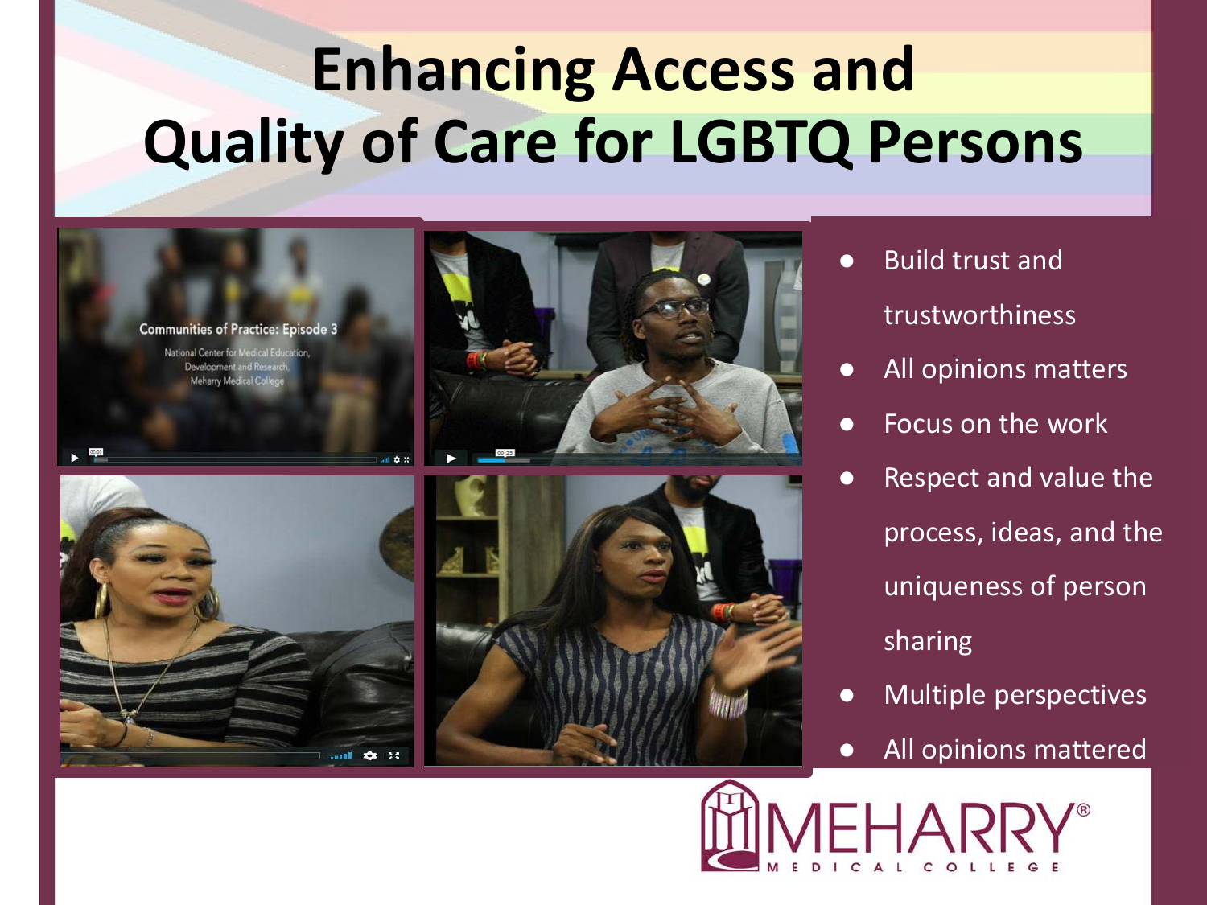# Enhancing Access and Quality of Care for LGBTQ Persons

- Build trust and trustworthiness
- All opinions matters
- Focus on the work
- Respect and value the process, ideas, and the uniqueness of person sharing
- Multiple perspectives
- All opinions mattered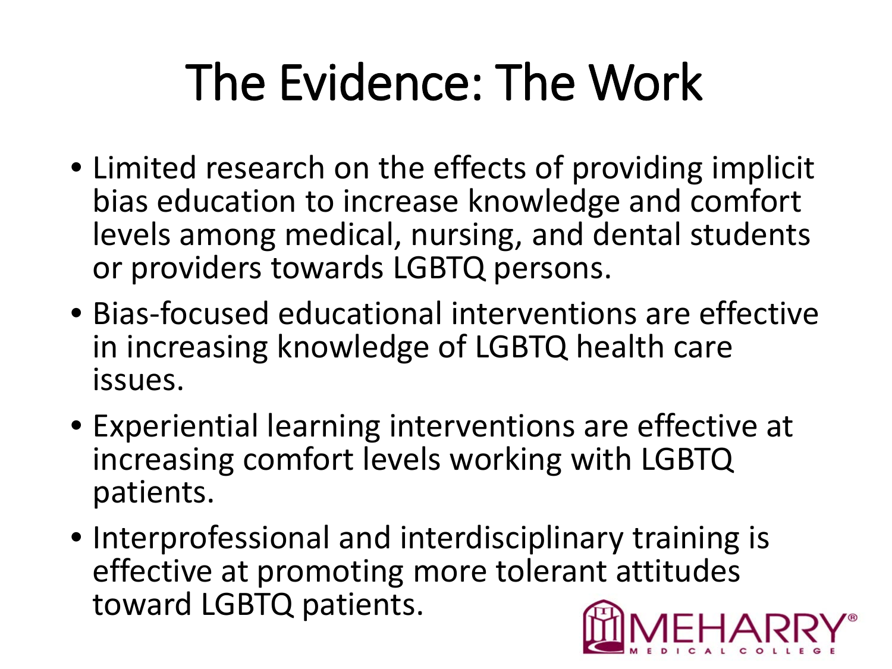# The Evidence: The Work

- Limited research on the effects of providing implicit bias education to increase knowledge and comfort levels among medical, nursing, and dental students or providers towards LGBTQ persons.
- Bias-focused educational interventions are effective in increasing knowledge of LGBTQ health care issues.
- Experiential learning interventions are effective at increasing comfort levels working with LGBTQ patients.
- Interprofessional and interdisciplinary training is effective at promoting more tolerant attitudes toward LGBTQ patients.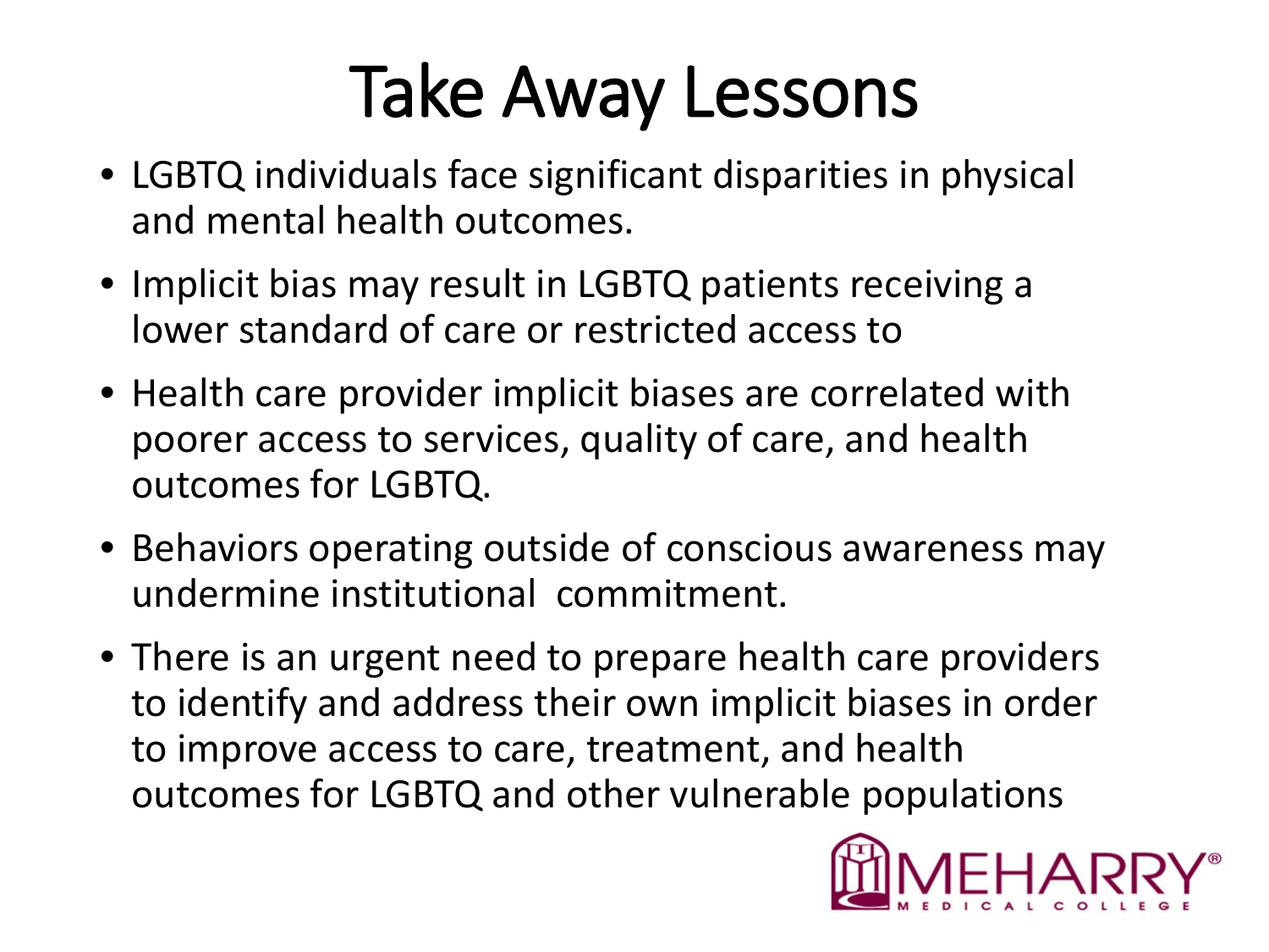# Take Away Lessons

- LGBTQ individuals face significant disparities in physical and mental health outcomes.
- Implicit bias may result in LGBTQ patients receiving a lower standard of care or restricted access to
- Health care provider implicit biases are correlated with poorer access to services, quality of care, and health outcomes for LGBTQ.
- Behaviors operating outside of conscious awareness may undermine institutional commitment.
- There is an urgent need to prepare health care providers to identify and address their own implicit biases in order to improve access to care, treatment, and health outcomes for LGBTQ and other vulnerable populations

MEHARRY® MEDICAL COLLEGE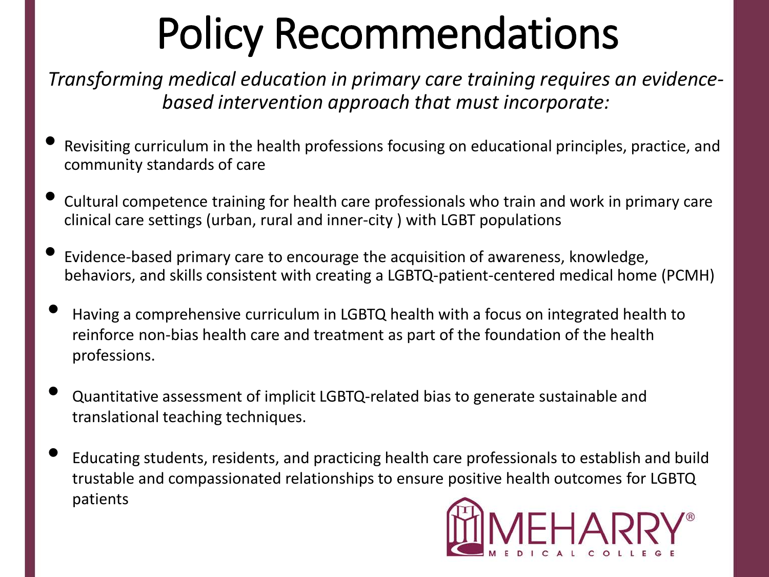# Policy Recommendations

*Transforming medical education in primary care training requires an evidence-based intervention approach that must incorporate:*

- Revisiting curriculum in the health professions focusing on educational principles, practice, and community standards of care
- Cultural competence training for health care professionals who train and work in primary care clinical care settings (urban, rural and inner-city ) with LGBT populations
- Evidence-based primary care to encourage the acquisition of awareness, knowledge, behaviors, and skills consistent with creating a LGBTQ-patient-centered medical home (PCMH)
- Having a comprehensive curriculum in LGBTQ health with a focus on integrated health to reinforce non-bias health care and treatment as part of the foundation of the health professions.
- Quantitative assessment of implicit LGBTQ-related bias to generate sustainable and translational teaching techniques.
- Educating students, residents, and practicing health care professionals to establish and build trustable and compassionated relationships to ensure positive health outcomes for LGBTQ patients

MEHARRY® MEDICAL COLLEGE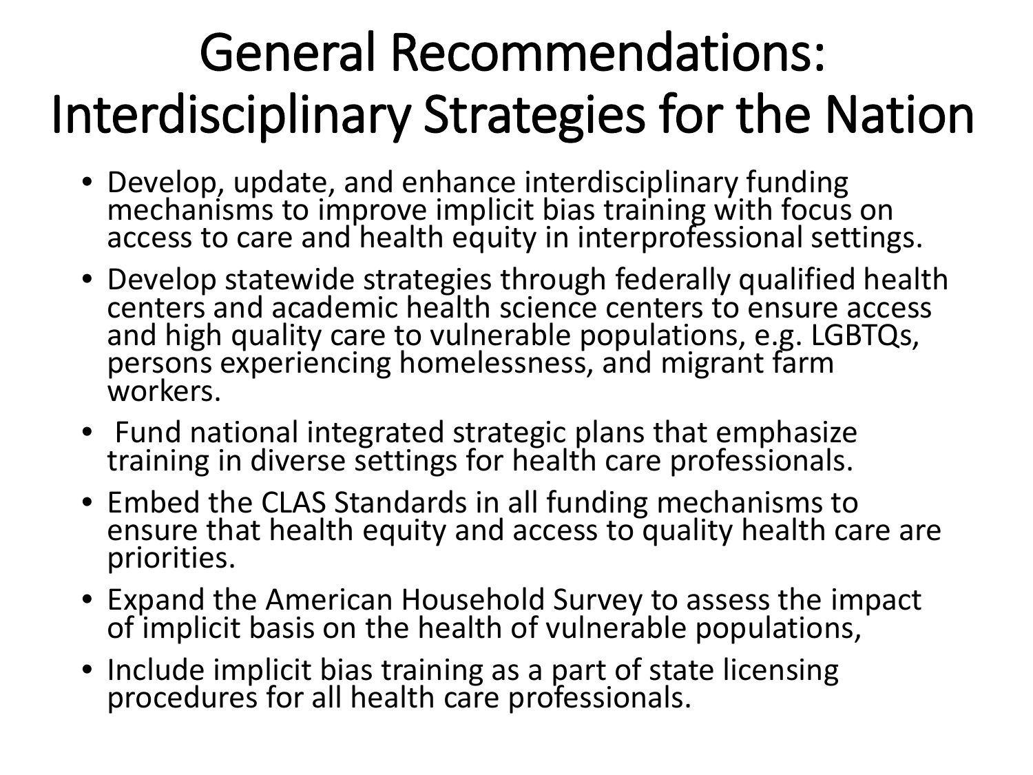# General Recommendations: Interdisciplinary Strategies for the Nation

- Develop, update, and enhance interdisciplinary funding mechanisms to improve implicit bias training with focus on access to care and health equity in interprofessional settings.
- Develop statewide strategies through federally qualified health centers and academic health science centers to ensure access and high quality care to vulnerable populations, e.g. LGBTQs, persons experiencing homelessness, and migrant farm workers.
- Fund national integrated strategic plans that emphasize training in diverse settings for health care professionals.
- Embed the CLAS Standards in all funding mechanisms to ensure that health equity and access to quality health care are priorities.
- Expand the American Household Survey to assess the impact of implicit basis on the health of vulnerable populations,
- Include implicit bias training as a part of state licensing procedures for all health care professionals.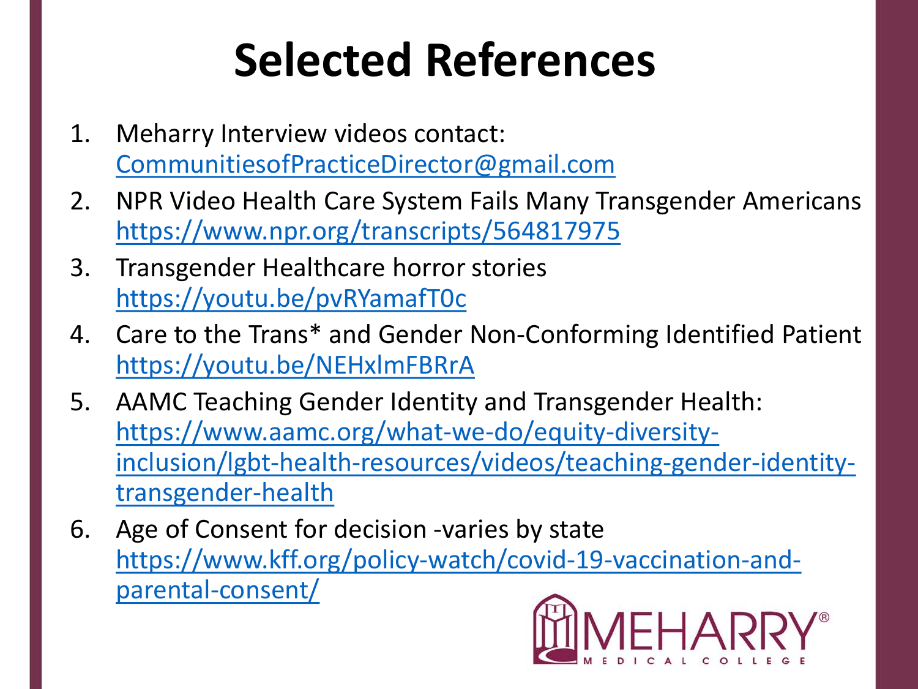# Selected References

1. Meharry Interview videos contact: CommunitiesofPracticeDirector@gmail.com
2. NPR Video Health Care System Fails Many Transgender Americans https://www.npr.org/transcripts/564817975
3. Transgender Healthcare horror stories https://youtu.be/pvRYamafT0c
4. Care to the Trans* and Gender Non-Conforming Identified Patient https://youtu.be/NEHxlmFBRrA
5. AAMC Teaching Gender Identity and Transgender Health: https://www.aamc.org/what-we-do/equity-diversity-inclusion/lgbt-health-resources/videos/teaching-gender-identity-transgender-health
6. Age of Consent for decision -varies by state https://www.kff.org/policy-watch/covid-19-vaccination-and-parental-consent/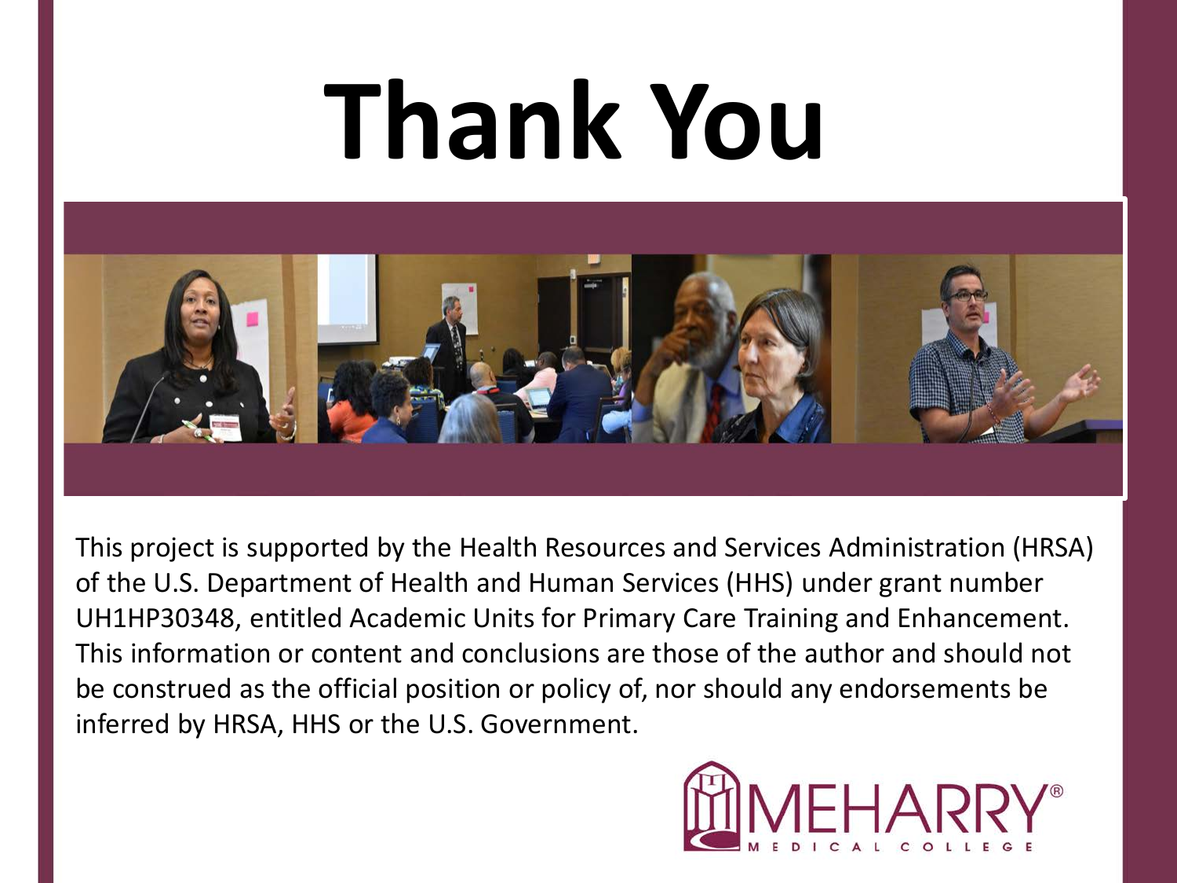# Thank You

This project is supported by the Health Resources and Services Administration (HRSA) of the U.S. Department of Health and Human Services (HHS) under grant number UH1HP30348, entitled Academic Units for Primary Care Training and Enhancement. This information or content and conclusions are those of the author and should not be construed as the official position or policy of, nor should any endorsements be inferred by HRSA, HHS or the U.S. Government.

MEHARRY®
MEDICAL COLLEGE